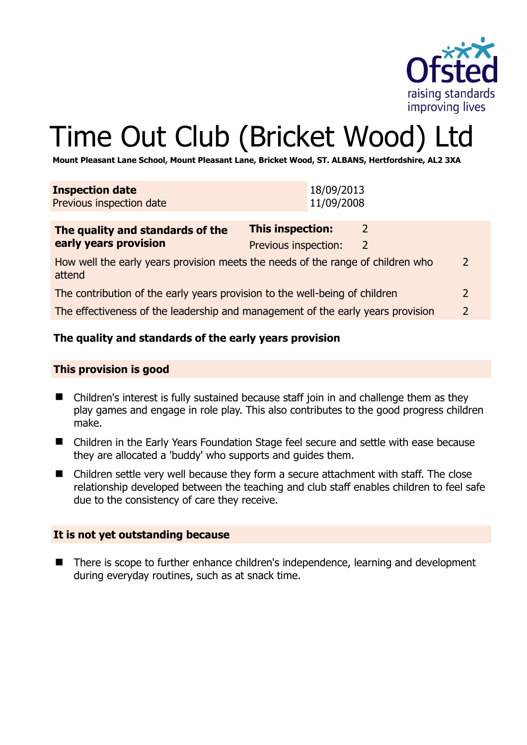# Time Out Club (Bricket Wood) Ltd

**Mount Pleasant Lane School, Mount Pleasant Lane, Bricket Wood, ST. ALBANS, Hertfordshire, AL2 3XA**

| **Inspection date** | 18/09/2013 |
|---|---|
| Previous inspection date | 11/09/2008 |

| **The quality and standards of the early years provision** | **This inspection:** | 2 |
|---|---|---|
| | Previous inspection: | 2 |
| How well the early years provision meets the needs of the range of children who attend | | 2 |
| The contribution of the early years provision to the well-being of children | | 2 |
| The effectiveness of the leadership and management of the early years provision | | 2 |

### The quality and standards of the early years provision

#### This provision is good

- Children's interest is fully sustained because staff join in and challenge them as they play games and engage in role play. This also contributes to the good progress children make.
- Children in the Early Years Foundation Stage feel secure and settle with ease because they are allocated a 'buddy' who supports and guides them.
- Children settle very well because they form a secure attachment with staff. The close relationship developed between the teaching and club staff enables children to feel safe due to the consistency of care they receive.

#### It is not yet outstanding because

- There is scope to further enhance children's independence, learning and development during everyday routines, such as at snack time.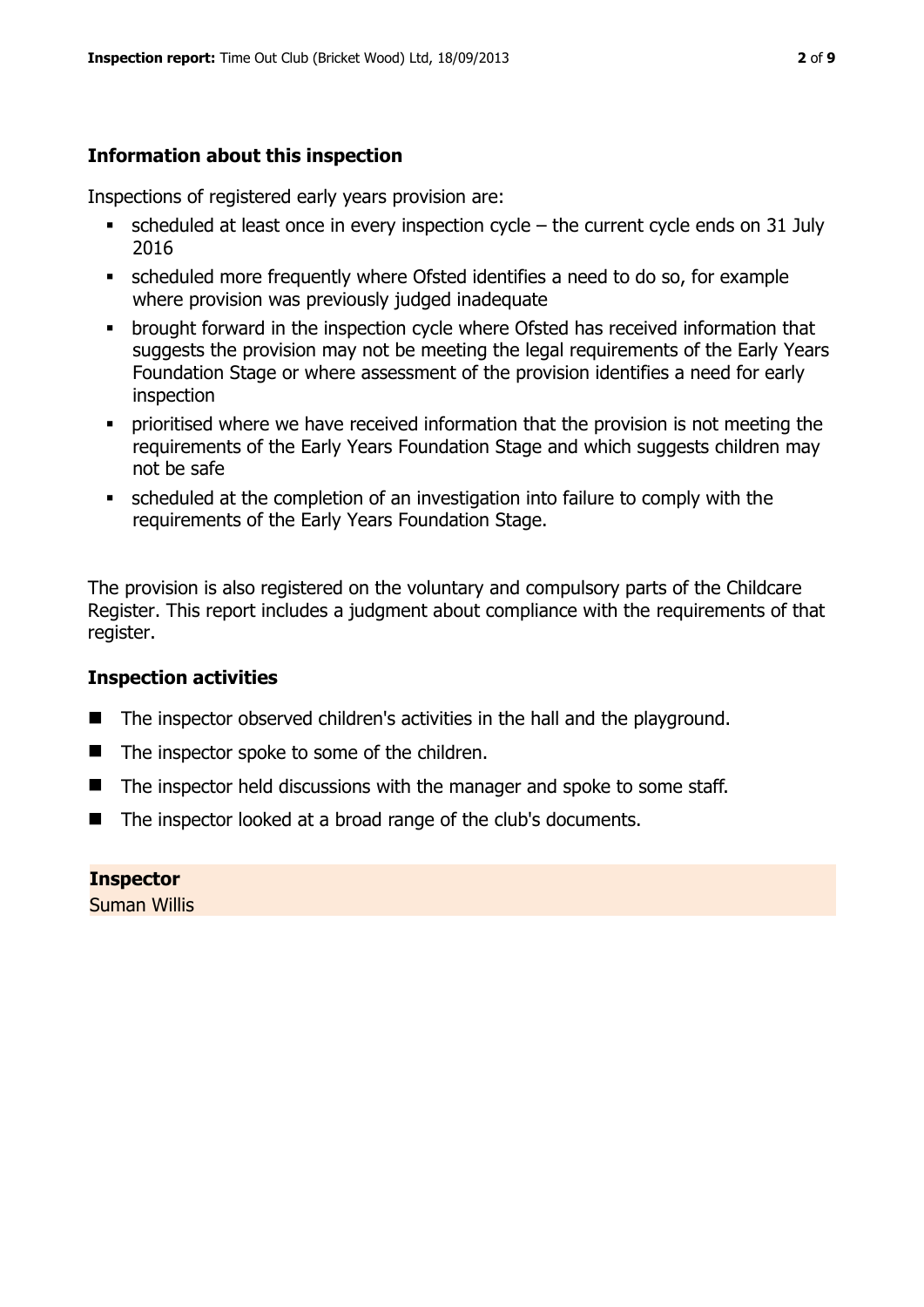## Information about this inspection

Inspections of registered early years provision are:

- scheduled at least once in every inspection cycle – the current cycle ends on 31 July 2016
- scheduled more frequently where Ofsted identifies a need to do so, for example where provision was previously judged inadequate
- brought forward in the inspection cycle where Ofsted has received information that suggests the provision may not be meeting the legal requirements of the Early Years Foundation Stage or where assessment of the provision identifies a need for early inspection
- prioritised where we have received information that the provision is not meeting the requirements of the Early Years Foundation Stage and which suggests children may not be safe
- scheduled at the completion of an investigation into failure to comply with the requirements of the Early Years Foundation Stage.

The provision is also registered on the voluntary and compulsory parts of the Childcare Register. This report includes a judgment about compliance with the requirements of that register.

## Inspection activities

- The inspector observed children's activities in the hall and the playground.
- The inspector spoke to some of the children.
- The inspector held discussions with the manager and spoke to some staff.
- The inspector looked at a broad range of the club's documents.

**Inspector**

Suman Willis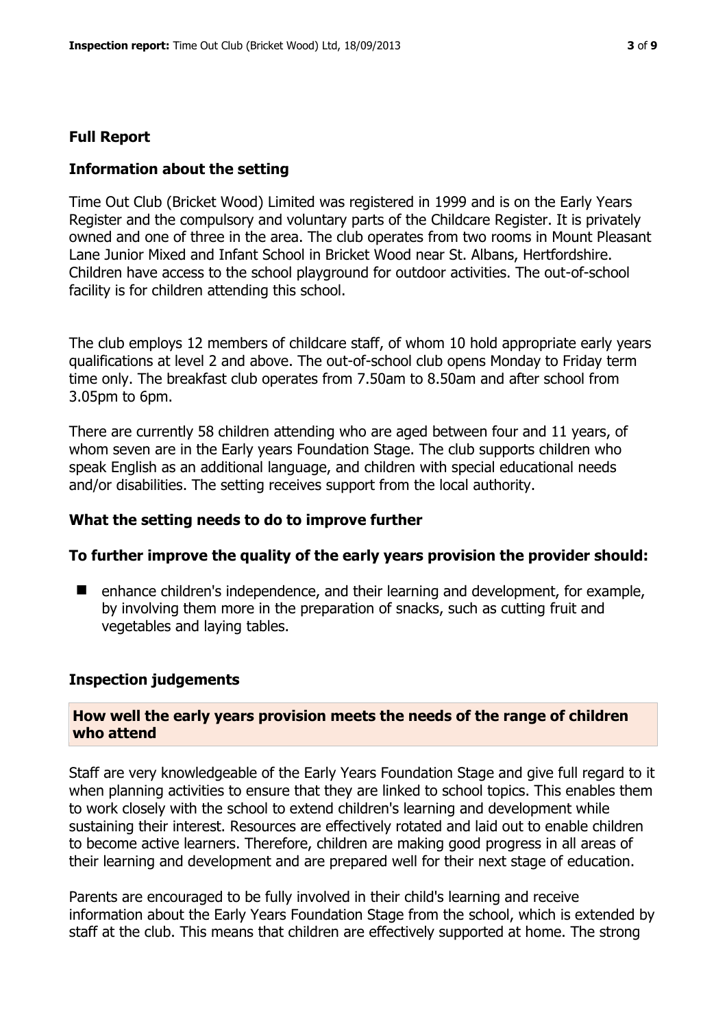## Full Report

### Information about the setting

Time Out Club (Bricket Wood) Limited was registered in 1999 and is on the Early Years Register and the compulsory and voluntary parts of the Childcare Register. It is privately owned and one of three in the area. The club operates from two rooms in Mount Pleasant Lane Junior Mixed and Infant School in Bricket Wood near St. Albans, Hertfordshire. Children have access to the school playground for outdoor activities. The out-of-school facility is for children attending this school.

The club employs 12 members of childcare staff, of whom 10 hold appropriate early years qualifications at level 2 and above. The out-of-school club opens Monday to Friday term time only. The breakfast club operates from 7.50am to 8.50am and after school from 3.05pm to 6pm.

There are currently 58 children attending who are aged between four and 11 years, of whom seven are in the Early years Foundation Stage. The club supports children who speak English as an additional language, and children with special educational needs and/or disabilities. The setting receives support from the local authority.

### What the setting needs to do to improve further

#### To further improve the quality of the early years provision the provider should:

- enhance children's independence, and their learning and development, for example, by involving them more in the preparation of snacks, such as cutting fruit and vegetables and laying tables.

### Inspection judgements

#### How well the early years provision meets the needs of the range of children who attend

Staff are very knowledgeable of the Early Years Foundation Stage and give full regard to it when planning activities to ensure that they are linked to school topics. This enables them to work closely with the school to extend children's learning and development while sustaining their interest. Resources are effectively rotated and laid out to enable children to become active learners. Therefore, children are making good progress in all areas of their learning and development and are prepared well for their next stage of education.

Parents are encouraged to be fully involved in their child's learning and receive information about the Early Years Foundation Stage from the school, which is extended by staff at the club. This means that children are effectively supported at home. The strong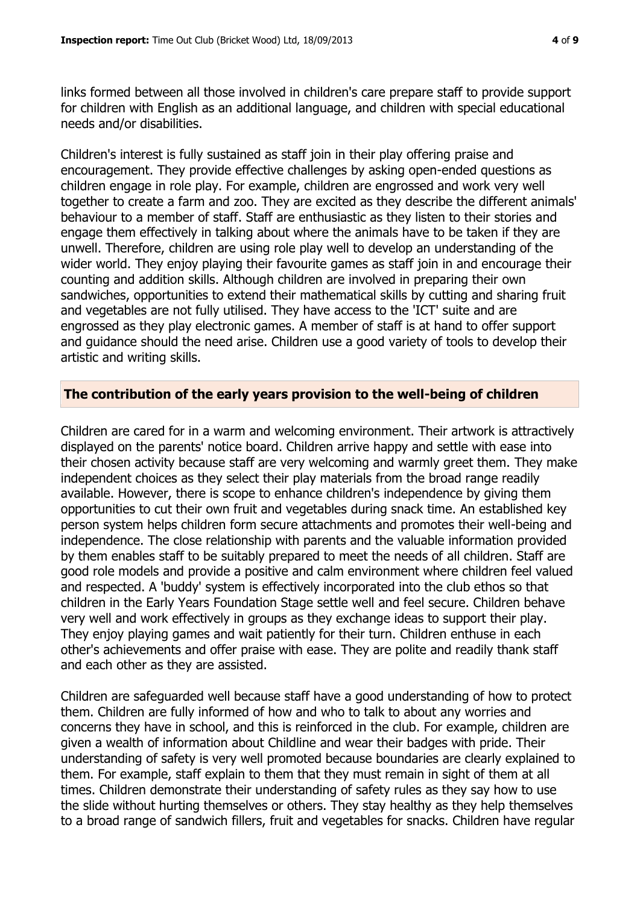links formed between all those involved in children's care prepare staff to provide support for children with English as an additional language, and children with special educational needs and/or disabilities.

Children's interest is fully sustained as staff join in their play offering praise and encouragement. They provide effective challenges by asking open-ended questions as children engage in role play. For example, children are engrossed and work very well together to create a farm and zoo. They are excited as they describe the different animals' behaviour to a member of staff. Staff are enthusiastic as they listen to their stories and engage them effectively in talking about where the animals have to be taken if they are unwell. Therefore, children are using role play well to develop an understanding of the wider world. They enjoy playing their favourite games as staff join in and encourage their counting and addition skills. Although children are involved in preparing their own sandwiches, opportunities to extend their mathematical skills by cutting and sharing fruit and vegetables are not fully utilised. They have access to the 'ICT' suite and are engrossed as they play electronic games. A member of staff is at hand to offer support and guidance should the need arise. Children use a good variety of tools to develop their artistic and writing skills.

## The contribution of the early years provision to the well-being of children

Children are cared for in a warm and welcoming environment. Their artwork is attractively displayed on the parents' notice board. Children arrive happy and settle with ease into their chosen activity because staff are very welcoming and warmly greet them. They make independent choices as they select their play materials from the broad range readily available. However, there is scope to enhance children's independence by giving them opportunities to cut their own fruit and vegetables during snack time. An established key person system helps children form secure attachments and promotes their well-being and independence. The close relationship with parents and the valuable information provided by them enables staff to be suitably prepared to meet the needs of all children. Staff are good role models and provide a positive and calm environment where children feel valued and respected. A 'buddy' system is effectively incorporated into the club ethos so that children in the Early Years Foundation Stage settle well and feel secure. Children behave very well and work effectively in groups as they exchange ideas to support their play. They enjoy playing games and wait patiently for their turn. Children enthuse in each other's achievements and offer praise with ease. They are polite and readily thank staff and each other as they are assisted.

Children are safeguarded well because staff have a good understanding of how to protect them. Children are fully informed of how and who to talk to about any worries and concerns they have in school, and this is reinforced in the club. For example, children are given a wealth of information about Childline and wear their badges with pride. Their understanding of safety is very well promoted because boundaries are clearly explained to them. For example, staff explain to them that they must remain in sight of them at all times. Children demonstrate their understanding of safety rules as they say how to use the slide without hurting themselves or others. They stay healthy as they help themselves to a broad range of sandwich fillers, fruit and vegetables for snacks. Children have regular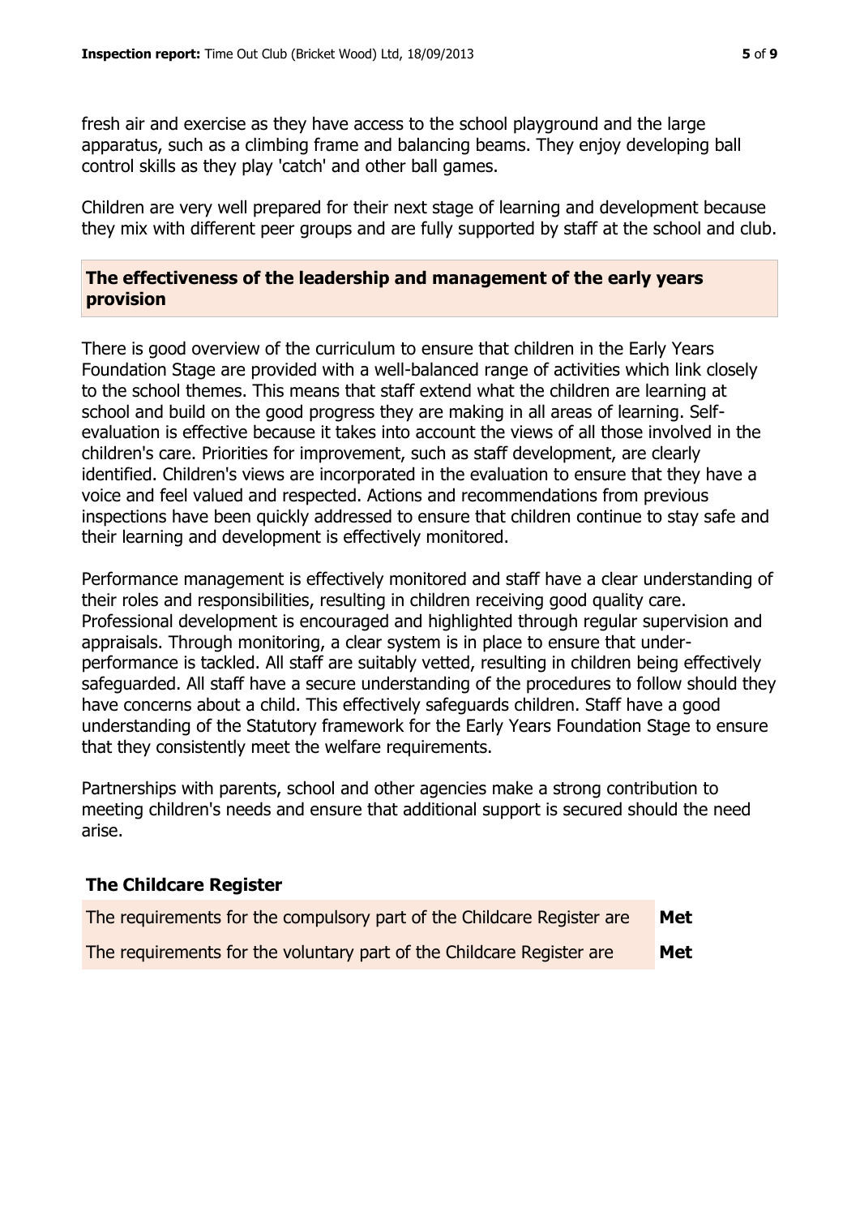fresh air and exercise as they have access to the school playground and the large apparatus, such as a climbing frame and balancing beams. They enjoy developing ball control skills as they play 'catch' and other ball games.

Children are very well prepared for their next stage of learning and development because they mix with different peer groups and are fully supported by staff at the school and club.

## The effectiveness of the leadership and management of the early years provision

There is good overview of the curriculum to ensure that children in the Early Years Foundation Stage are provided with a well-balanced range of activities which link closely to the school themes. This means that staff extend what the children are learning at school and build on the good progress they are making in all areas of learning. Self-evaluation is effective because it takes into account the views of all those involved in the children's care. Priorities for improvement, such as staff development, are clearly identified. Children's views are incorporated in the evaluation to ensure that they have a voice and feel valued and respected. Actions and recommendations from previous inspections have been quickly addressed to ensure that children continue to stay safe and their learning and development is effectively monitored.

Performance management is effectively monitored and staff have a clear understanding of their roles and responsibilities, resulting in children receiving good quality care. Professional development is encouraged and highlighted through regular supervision and appraisals. Through monitoring, a clear system is in place to ensure that under-performance is tackled. All staff are suitably vetted, resulting in children being effectively safeguarded. All staff have a secure understanding of the procedures to follow should they have concerns about a child. This effectively safeguards children. Staff have a good understanding of the Statutory framework for the Early Years Foundation Stage to ensure that they consistently meet the welfare requirements.

Partnerships with parents, school and other agencies make a strong contribution to meeting children's needs and ensure that additional support is secured should the need arise.

## The Childcare Register

| | |
|---|---|
| The requirements for the compulsory part of the Childcare Register are | **Met** |
| The requirements for the voluntary part of the Childcare Register are | **Met** |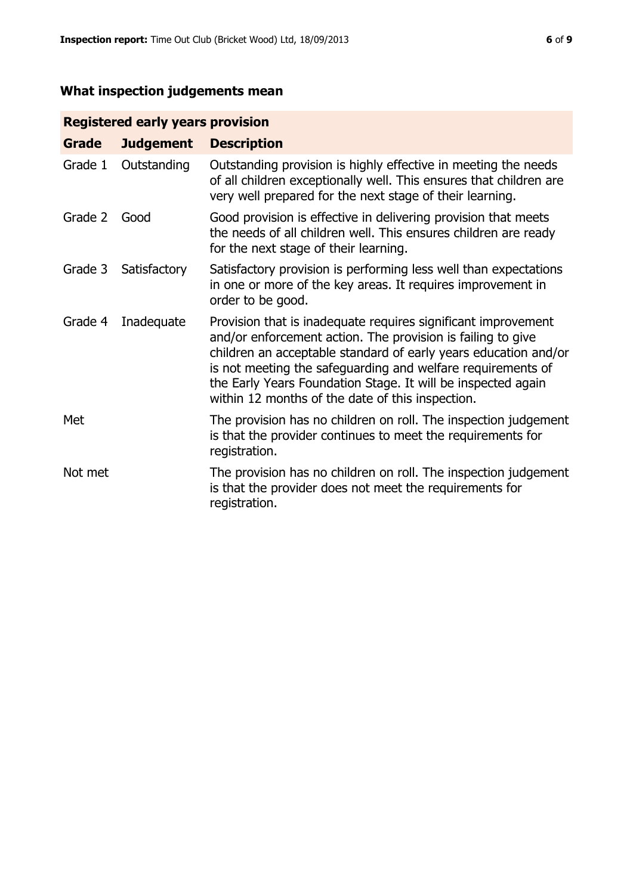## What inspection judgements mean

| Registered early years provision | | |
|---|---|---|
| **Grade** | **Judgement** | **Description** |
| Grade 1 | Outstanding | Outstanding provision is highly effective in meeting the needs of all children exceptionally well. This ensures that children are very well prepared for the next stage of their learning. |
| Grade 2 | Good | Good provision is effective in delivering provision that meets the needs of all children well. This ensures children are ready for the next stage of their learning. |
| Grade 3 | Satisfactory | Satisfactory provision is performing less well than expectations in one or more of the key areas. It requires improvement in order to be good. |
| Grade 4 | Inadequate | Provision that is inadequate requires significant improvement and/or enforcement action. The provision is failing to give children an acceptable standard of early years education and/or is not meeting the safeguarding and welfare requirements of the Early Years Foundation Stage. It will be inspected again within 12 months of the date of this inspection. |
| Met | | The provision has no children on roll. The inspection judgement is that the provider continues to meet the requirements for registration. |
| Not met | | The provision has no children on roll. The inspection judgement is that the provider does not meet the requirements for registration. |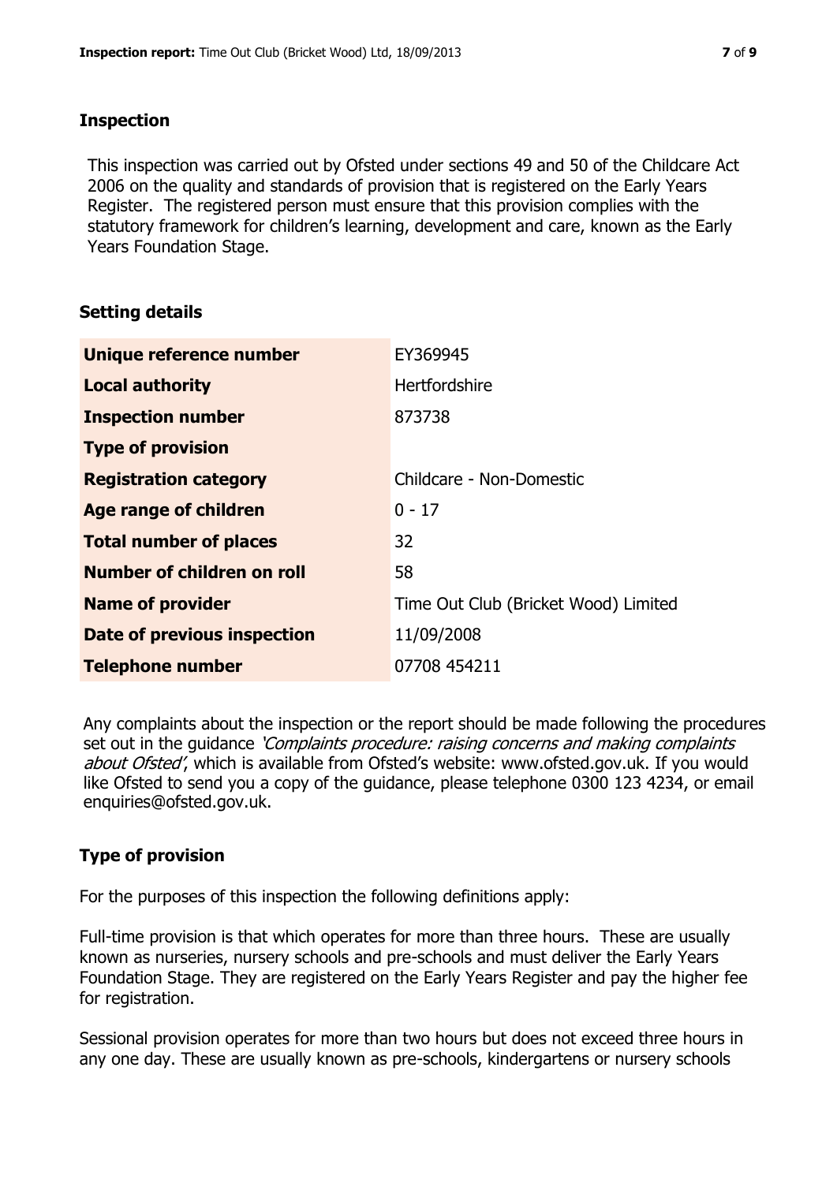## Inspection

This inspection was carried out by Ofsted under sections 49 and 50 of the Childcare Act 2006 on the quality and standards of provision that is registered on the Early Years Register. The registered person must ensure that this provision complies with the statutory framework for children's learning, development and care, known as the Early Years Foundation Stage.

## Setting details

| | |
|---|---|
| **Unique reference number** | EY369945 |
| **Local authority** | Hertfordshire |
| **Inspection number** | 873738 |
| **Type of provision** | |
| **Registration category** | Childcare - Non-Domestic |
| **Age range of children** | 0 - 17 |
| **Total number of places** | 32 |
| **Number of children on roll** | 58 |
| **Name of provider** | Time Out Club (Bricket Wood) Limited |
| **Date of previous inspection** | 11/09/2008 |
| **Telephone number** | 07708 454211 |

Any complaints about the inspection or the report should be made following the procedures set out in the guidance *'Complaints procedure: raising concerns and making complaints about Ofsted'*, which is available from Ofsted's website: www.ofsted.gov.uk. If you would like Ofsted to send you a copy of the guidance, please telephone 0300 123 4234, or email enquiries@ofsted.gov.uk.

## Type of provision

For the purposes of this inspection the following definitions apply:

Full-time provision is that which operates for more than three hours. These are usually known as nurseries, nursery schools and pre-schools and must deliver the Early Years Foundation Stage. They are registered on the Early Years Register and pay the higher fee for registration.

Sessional provision operates for more than two hours but does not exceed three hours in any one day. These are usually known as pre-schools, kindergartens or nursery schools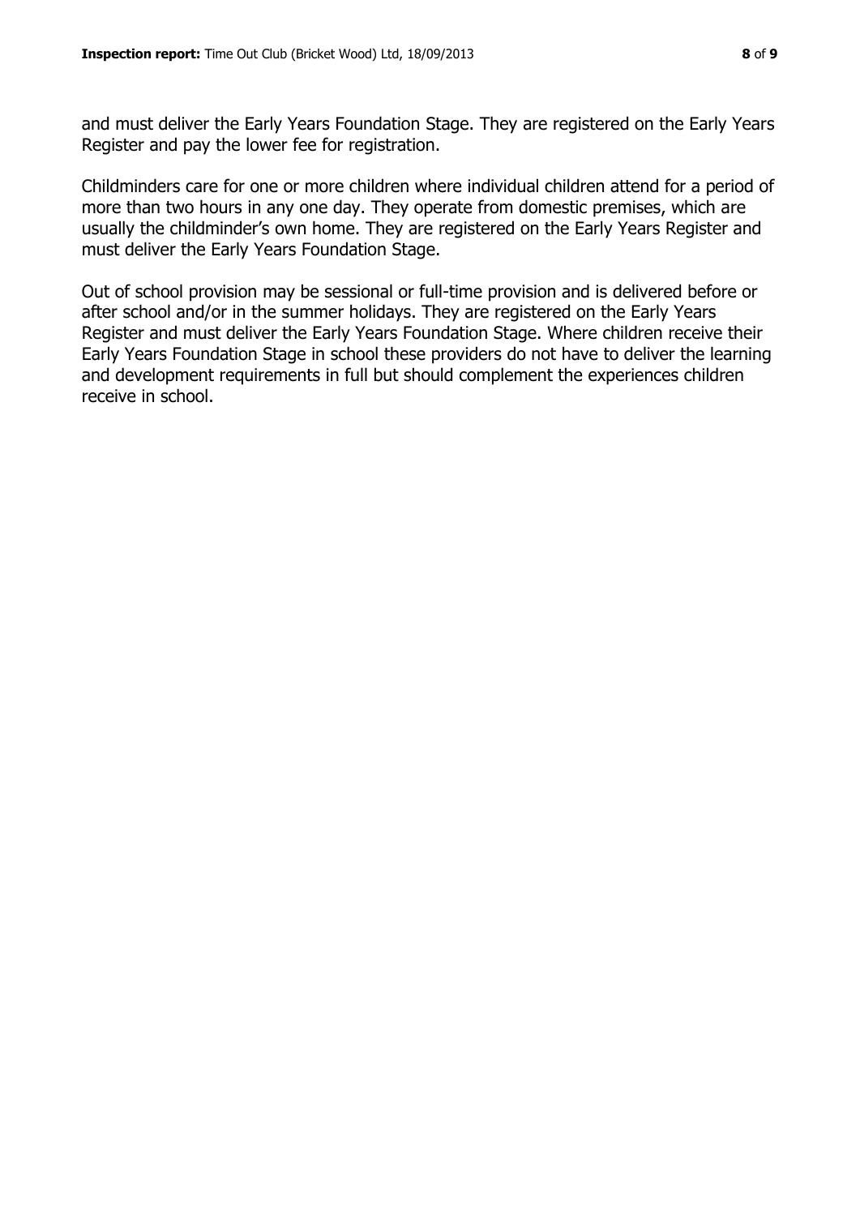and must deliver the Early Years Foundation Stage. They are registered on the Early Years Register and pay the lower fee for registration.

Childminders care for one or more children where individual children attend for a period of more than two hours in any one day. They operate from domestic premises, which are usually the childminder's own home. They are registered on the Early Years Register and must deliver the Early Years Foundation Stage.

Out of school provision may be sessional or full-time provision and is delivered before or after school and/or in the summer holidays. They are registered on the Early Years Register and must deliver the Early Years Foundation Stage. Where children receive their Early Years Foundation Stage in school these providers do not have to deliver the learning and development requirements in full but should complement the experiences children receive in school.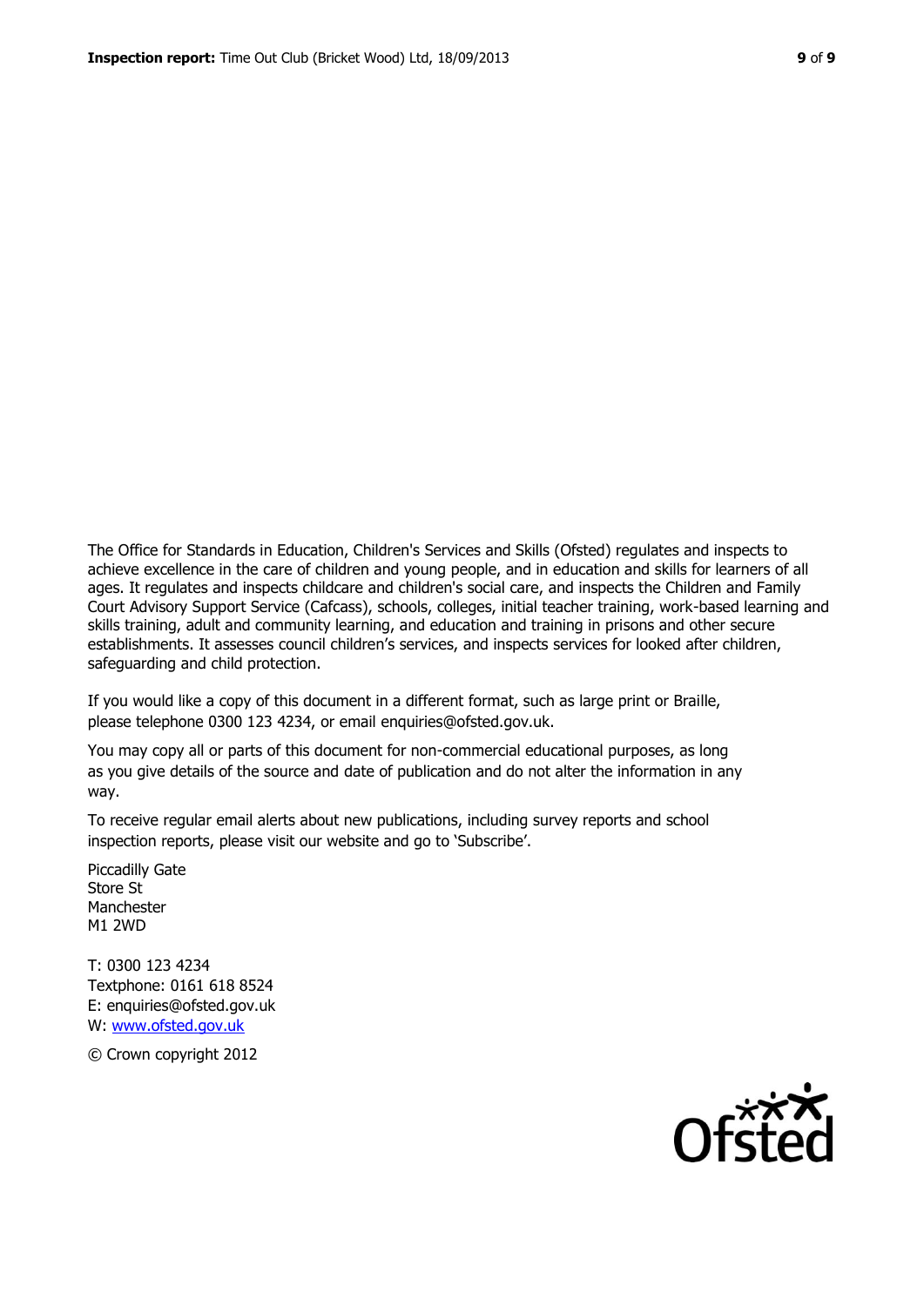The Office for Standards in Education, Children's Services and Skills (Ofsted) regulates and inspects to achieve excellence in the care of children and young people, and in education and skills for learners of all ages. It regulates and inspects childcare and children's social care, and inspects the Children and Family Court Advisory Support Service (Cafcass), schools, colleges, initial teacher training, work-based learning and skills training, adult and community learning, and education and training in prisons and other secure establishments. It assesses council children's services, and inspects services for looked after children, safeguarding and child protection.

If you would like a copy of this document in a different format, such as large print or Braille, please telephone 0300 123 4234, or email enquiries@ofsted.gov.uk.

You may copy all or parts of this document for non-commercial educational purposes, as long as you give details of the source and date of publication and do not alter the information in any way.

To receive regular email alerts about new publications, including survey reports and school inspection reports, please visit our website and go to 'Subscribe'.

Piccadilly Gate
Store St
Manchester
M1 2WD

T: 0300 123 4234
Textphone: 0161 618 8524
E: enquiries@ofsted.gov.uk
W: www.ofsted.gov.uk

© Crown copyright 2012

Ofsted